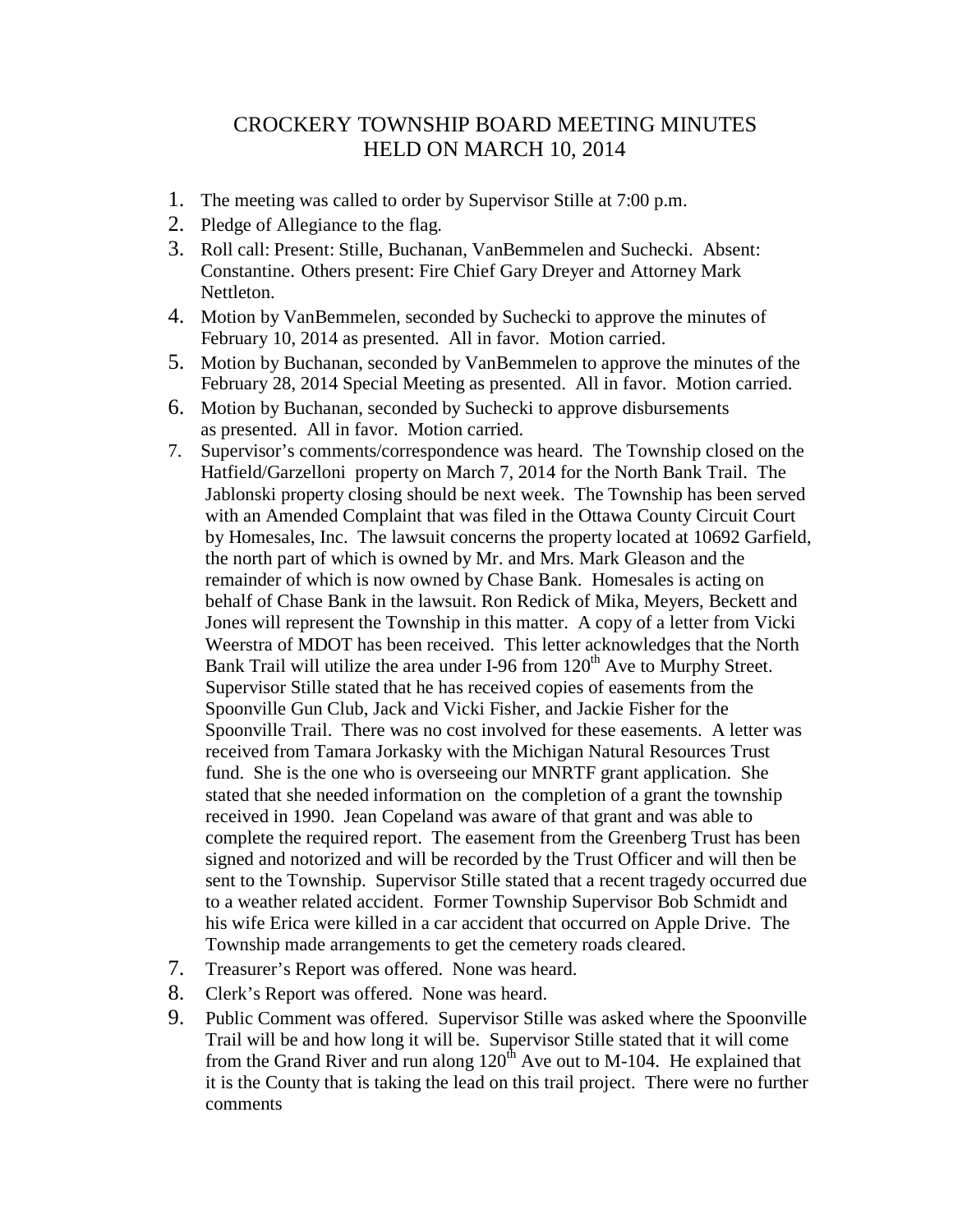# CROCKERY TOWNSHIP BOARD MEETING MINUTES
# HELD ON MARCH 10, 2014

1. The meeting was called to order by Supervisor Stille at 7:00 p.m.
2. Pledge of Allegiance to the flag.
3. Roll call: Present: Stille, Buchanan, VanBemmelen and Suchecki. Absent: Constantine. Others present: Fire Chief Gary Dreyer and Attorney Mark Nettleton.
4. Motion by VanBemmelen, seconded by Suchecki to approve the minutes of February 10, 2014 as presented. All in favor. Motion carried.
5. Motion by Buchanan, seconded by VanBemmelen to approve the minutes of the February 28, 2014 Special Meeting as presented. All in favor. Motion carried.
6. Motion by Buchanan, seconded by Suchecki to approve disbursements as presented. All in favor. Motion carried.
7. Supervisor's comments/correspondence was heard. The Township closed on the Hatfield/Garzelloni property on March 7, 2014 for the North Bank Trail. The Jablonski property closing should be next week. The Township has been served with an Amended Complaint that was filed in the Ottawa County Circuit Court by Homesales, Inc. The lawsuit concerns the property located at 10692 Garfield, the north part of which is owned by Mr. and Mrs. Mark Gleason and the remainder of which is now owned by Chase Bank. Homesales is acting on behalf of Chase Bank in the lawsuit. Ron Redick of Mika, Meyers, Beckett and Jones will represent the Township in this matter. A copy of a letter from Vicki Weerstra of MDOT has been received. This letter acknowledges that the North Bank Trail will utilize the area under I-96 from 120th Ave to Murphy Street. Supervisor Stille stated that he has received copies of easements from the Spoonville Gun Club, Jack and Vicki Fisher, and Jackie Fisher for the Spoonville Trail. There was no cost involved for these easements. A letter was received from Tamara Jorkasky with the Michigan Natural Resources Trust fund. She is the one who is overseeing our MNRTF grant application. She stated that she needed information on the completion of a grant the township received in 1990. Jean Copeland was aware of that grant and was able to complete the required report. The easement from the Greenberg Trust has been signed and notorized and will be recorded by the Trust Officer and will then be sent to the Township. Supervisor Stille stated that a recent tragedy occurred due to a weather related accident. Former Township Supervisor Bob Schmidt and his wife Erica were killed in a car accident that occurred on Apple Drive. The Township made arrangements to get the cemetery roads cleared.
7. Treasurer's Report was offered. None was heard.
8. Clerk's Report was offered. None was heard.
9. Public Comment was offered. Supervisor Stille was asked where the Spoonville Trail will be and how long it will be. Supervisor Stille stated that it will come from the Grand River and run along 120th Ave out to M-104. He explained that it is the County that is taking the lead on this trail project. There were no further comments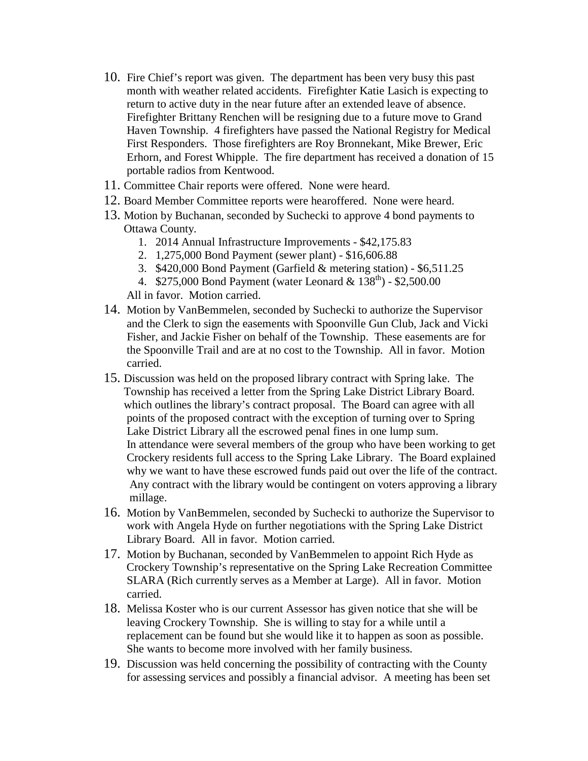10. Fire Chief's report was given. The department has been very busy this past month with weather related accidents. Firefighter Katie Lasich is expecting to return to active duty in the near future after an extended leave of absence. Firefighter Brittany Renchen will be resigning due to a future move to Grand Haven Township. 4 firefighters have passed the National Registry for Medical First Responders. Those firefighters are Roy Bronnekant, Mike Brewer, Eric Erhorn, and Forest Whipple. The fire department has received a donation of 15 portable radios from Kentwood.
11. Committee Chair reports were offered. None were heard.
12. Board Member Committee reports were hearoffered. None were heard.
13. Motion by Buchanan, seconded by Suchecki to approve 4 bond payments to Ottawa County.
    1. 2014 Annual Infrastructure Improvements - $42,175.83
    2. 1,275,000 Bond Payment (sewer plant) - $16,606.88
    3. $420,000 Bond Payment (Garfield & metering station) - $6,511.25
    4. $275,000 Bond Payment (water Leonard & 138th) - $2,500.00

    All in favor. Motion carried.
14. Motion by VanBemmelen, seconded by Suchecki to authorize the Supervisor and the Clerk to sign the easements with Spoonville Gun Club, Jack and Vicki Fisher, and Jackie Fisher on behalf of the Township. These easements are for the Spoonville Trail and are at no cost to the Township. All in favor. Motion carried.
15. Discussion was held on the proposed library contract with Spring lake. The Township has received a letter from the Spring Lake District Library Board. which outlines the library's contract proposal. The Board can agree with all points of the proposed contract with the exception of turning over to Spring Lake District Library all the escrowed penal fines in one lump sum. In attendance were several members of the group who have been working to get Crockery residents full access to the Spring Lake Library. The Board explained why we want to have these escrowed funds paid out over the life of the contract. Any contract with the library would be contingent on voters approving a library millage.
16. Motion by VanBemmelen, seconded by Suchecki to authorize the Supervisor to work with Angela Hyde on further negotiations with the Spring Lake District Library Board. All in favor. Motion carried.
17. Motion by Buchanan, seconded by VanBemmelen to appoint Rich Hyde as Crockery Township's representative on the Spring Lake Recreation Committee SLARA (Rich currently serves as a Member at Large). All in favor. Motion carried.
18. Melissa Koster who is our current Assessor has given notice that she will be leaving Crockery Township. She is willing to stay for a while until a replacement can be found but she would like it to happen as soon as possible. She wants to become more involved with her family business.
19. Discussion was held concerning the possibility of contracting with the County for assessing services and possibly a financial advisor. A meeting has been set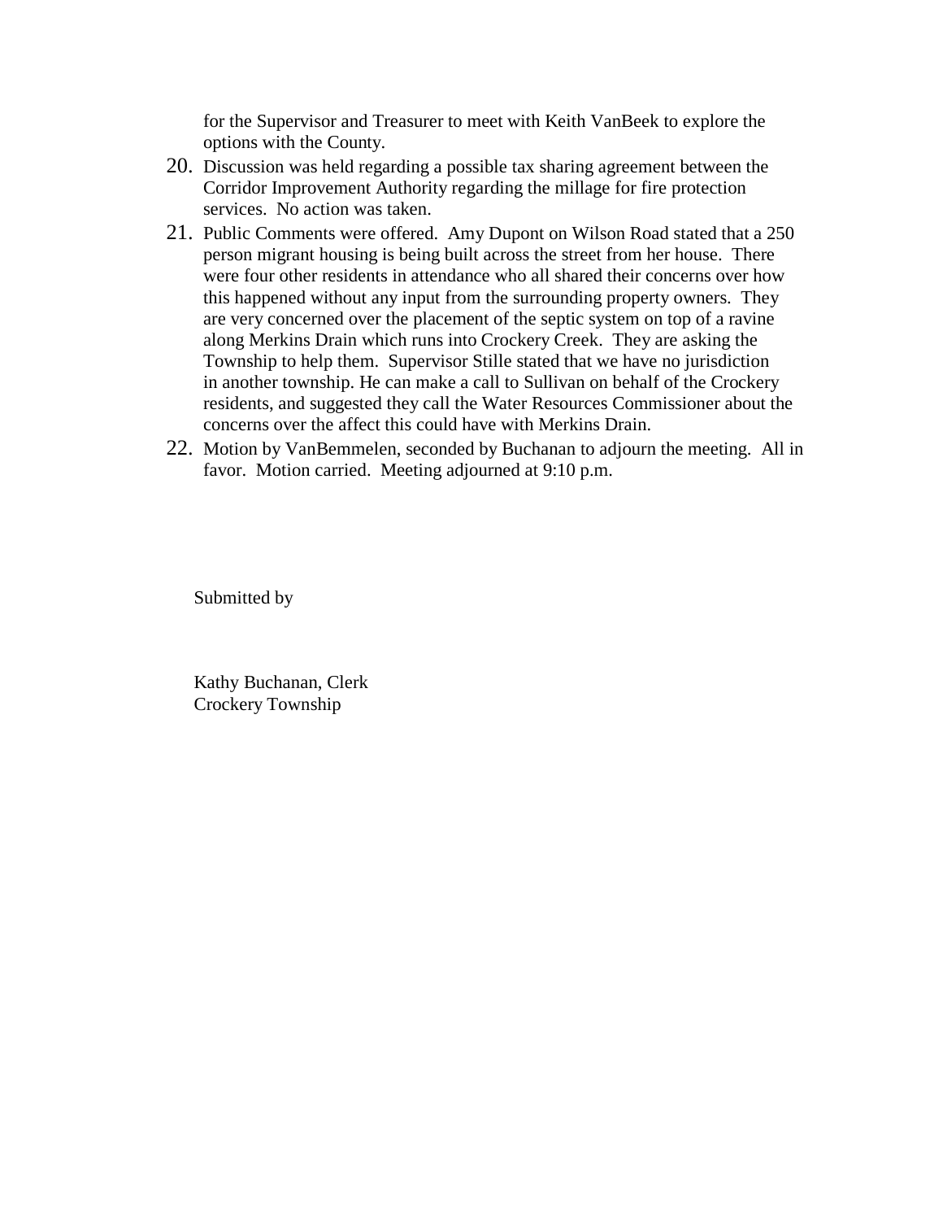for the Supervisor and Treasurer to meet with Keith VanBeek to explore the options with the County.

20. Discussion was held regarding a possible tax sharing agreement between the Corridor Improvement Authority regarding the millage for fire protection services. No action was taken.
21. Public Comments were offered. Amy Dupont on Wilson Road stated that a 250 person migrant housing is being built across the street from her house. There were four other residents in attendance who all shared their concerns over how this happened without any input from the surrounding property owners. They are very concerned over the placement of the septic system on top of a ravine along Merkins Drain which runs into Crockery Creek. They are asking the Township to help them. Supervisor Stille stated that we have no jurisdiction in another township. He can make a call to Sullivan on behalf of the Crockery residents, and suggested they call the Water Resources Commissioner about the concerns over the affect this could have with Merkins Drain.
22. Motion by VanBemmelen, seconded by Buchanan to adjourn the meeting. All in favor. Motion carried. Meeting adjourned at 9:10 p.m.

Submitted by

Kathy Buchanan, Clerk
Crockery Township